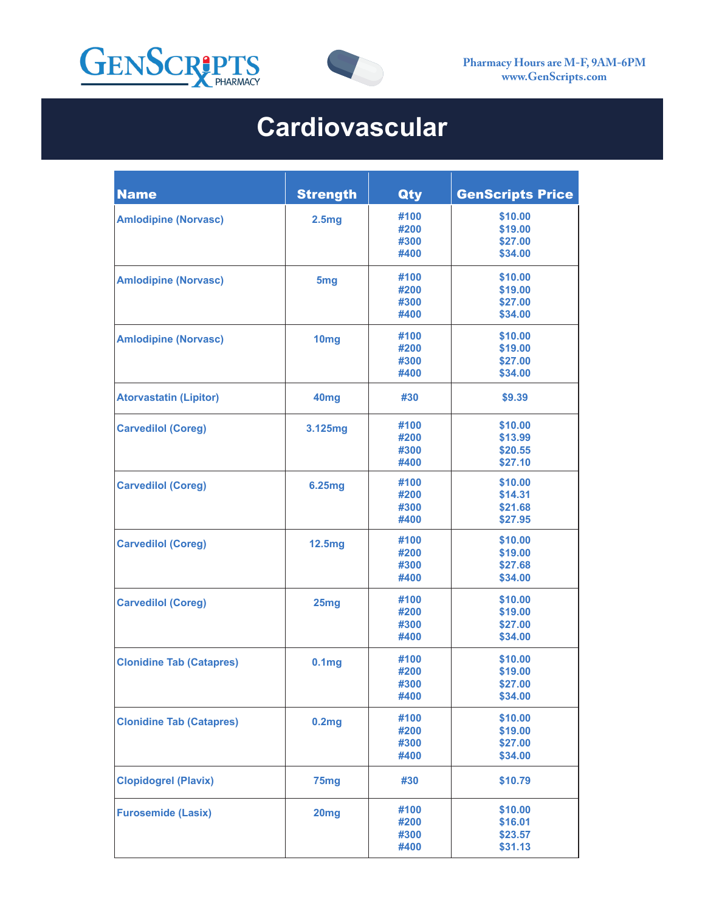GenScripts Pharmacy

Pharmacy Hours are M-F, 9AM-6PM
www.GenScripts.com

# Cardiovascular

| Name | Strength | Qty | GenScripts Price |
|---|---|---|---|
| Amlodipine (Norvasc) | 2.5mg | #100<br>#200<br>#300<br>#400 | $10.00<br>$19.00<br>$27.00<br>$34.00 |
| Amlodipine (Norvasc) | 5mg | #100<br>#200<br>#300<br>#400 | $10.00<br>$19.00<br>$27.00<br>$34.00 |
| Amlodipine (Norvasc) | 10mg | #100<br>#200<br>#300<br>#400 | $10.00<br>$19.00<br>$27.00<br>$34.00 |
| Atorvastatin (Lipitor) | 40mg | #30 | $9.39 |
| Carvedilol (Coreg) | 3.125mg | #100<br>#200<br>#300<br>#400 | $10.00<br>$13.99<br>$20.55<br>$27.10 |
| Carvedilol (Coreg) | 6.25mg | #100<br>#200<br>#300<br>#400 | $10.00<br>$14.31<br>$21.68<br>$27.95 |
| Carvedilol (Coreg) | 12.5mg | #100<br>#200<br>#300<br>#400 | $10.00<br>$19.00<br>$27.68<br>$34.00 |
| Carvedilol (Coreg) | 25mg | #100<br>#200<br>#300<br>#400 | $10.00<br>$19.00<br>$27.00<br>$34.00 |
| Clonidine Tab (Catapres) | 0.1mg | #100<br>#200<br>#300<br>#400 | $10.00<br>$19.00<br>$27.00<br>$34.00 |
| Clonidine Tab (Catapres) | 0.2mg | #100<br>#200<br>#300<br>#400 | $10.00<br>$19.00<br>$27.00<br>$34.00 |
| Clopidogrel (Plavix) | 75mg | #30 | $10.79 |
| Furosemide (Lasix) | 20mg | #100<br>#200<br>#300<br>#400 | $10.00<br>$16.01<br>$23.57<br>$31.13 |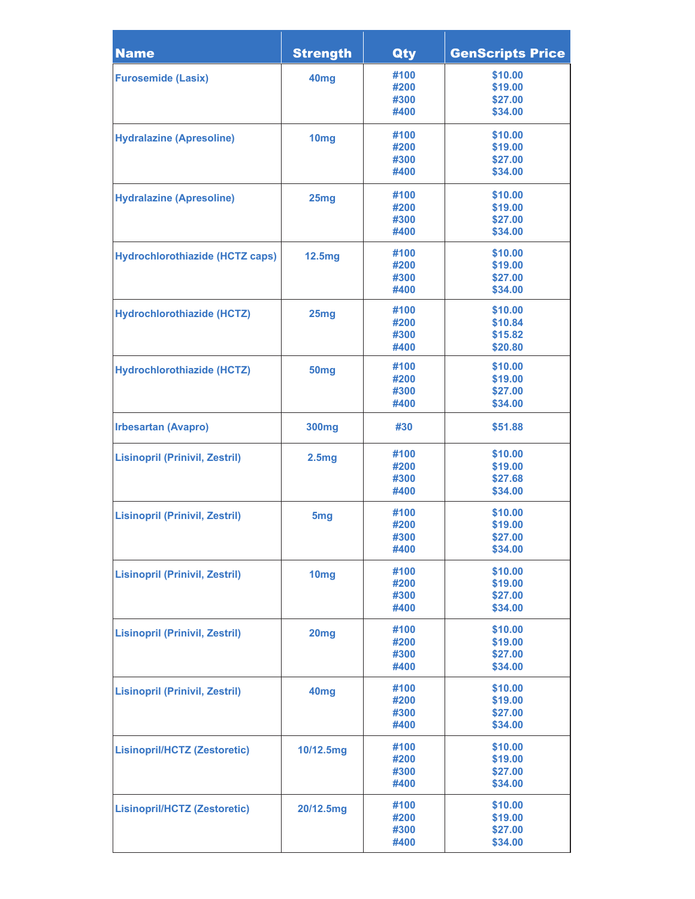| Name | Strength | Qty | GenScripts Price |
|---|---|---|---|
| Furosemide (Lasix) | 40mg | #100<br>#200<br>#300<br>#400 | $10.00<br>$19.00<br>$27.00<br>$34.00 |
| Hydralazine (Apresoline) | 10mg | #100<br>#200<br>#300<br>#400 | $10.00<br>$19.00<br>$27.00<br>$34.00 |
| Hydralazine (Apresoline) | 25mg | #100<br>#200<br>#300<br>#400 | $10.00<br>$19.00<br>$27.00<br>$34.00 |
| Hydrochlorothiazide (HCTZ caps) | 12.5mg | #100<br>#200<br>#300<br>#400 | $10.00<br>$19.00<br>$27.00<br>$34.00 |
| Hydrochlorothiazide (HCTZ) | 25mg | #100<br>#200<br>#300<br>#400 | $10.00<br>$10.84<br>$15.82<br>$20.80 |
| Hydrochlorothiazide (HCTZ) | 50mg | #100<br>#200<br>#300<br>#400 | $10.00<br>$19.00<br>$27.00<br>$34.00 |
| Irbesartan (Avapro) | 300mg | #30 | $51.88 |
| Lisinopril (Prinivil, Zestril) | 2.5mg | #100<br>#200<br>#300<br>#400 | $10.00<br>$19.00<br>$27.68<br>$34.00 |
| Lisinopril (Prinivil, Zestril) | 5mg | #100<br>#200<br>#300<br>#400 | $10.00<br>$19.00<br>$27.00<br>$34.00 |
| Lisinopril (Prinivil, Zestril) | 10mg | #100<br>#200<br>#300<br>#400 | $10.00<br>$19.00<br>$27.00<br>$34.00 |
| Lisinopril (Prinivil, Zestril) | 20mg | #100<br>#200<br>#300<br>#400 | $10.00<br>$19.00<br>$27.00<br>$34.00 |
| Lisinopril (Prinivil, Zestril) | 40mg | #100<br>#200<br>#300<br>#400 | $10.00<br>$19.00<br>$27.00<br>$34.00 |
| Lisinopril/HCTZ (Zestoretic) | 10/12.5mg | #100<br>#200<br>#300<br>#400 | $10.00<br>$19.00<br>$27.00<br>$34.00 |
| Lisinopril/HCTZ (Zestoretic) | 20/12.5mg | #100<br>#200<br>#300<br>#400 | $10.00<br>$19.00<br>$27.00<br>$34.00 |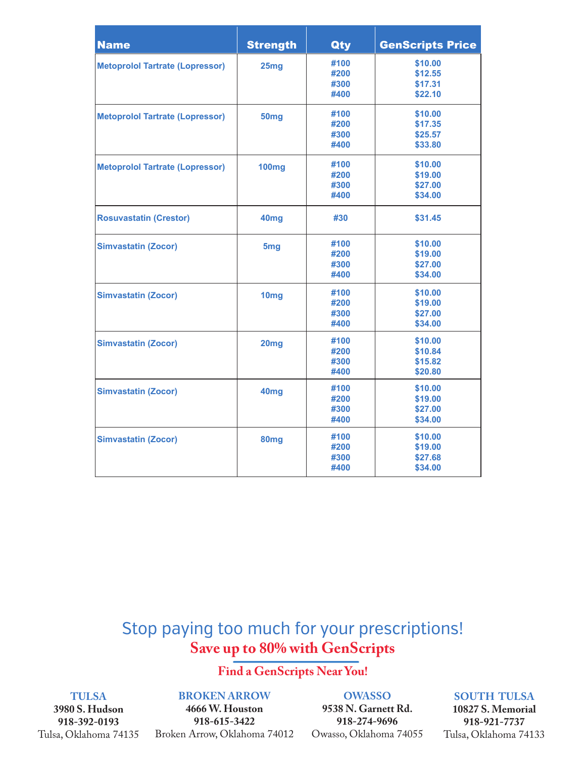| Name | Strength | Qty | GenScripts Price |
|---|---|---|---|
| Metoprolol Tartrate (Lopressor) | 25mg | #100<br>#200<br>#300<br>#400 | $10.00<br>$12.55<br>$17.31<br>$22.10 |
| Metoprolol Tartrate (Lopressor) | 50mg | #100<br>#200<br>#300<br>#400 | $10.00<br>$17.35<br>$25.57<br>$33.80 |
| Metoprolol Tartrate (Lopressor) | 100mg | #100<br>#200<br>#300<br>#400 | $10.00<br>$19.00<br>$27.00<br>$34.00 |
| Rosuvastatin (Crestor) | 40mg | #30 | $31.45 |
| Simvastatin (Zocor) | 5mg | #100<br>#200<br>#300<br>#400 | $10.00<br>$19.00<br>$27.00<br>$34.00 |
| Simvastatin (Zocor) | 10mg | #100<br>#200<br>#300<br>#400 | $10.00<br>$19.00<br>$27.00<br>$34.00 |
| Simvastatin (Zocor) | 20mg | #100<br>#200<br>#300<br>#400 | $10.00<br>$10.84<br>$15.82<br>$20.80 |
| Simvastatin (Zocor) | 40mg | #100<br>#200<br>#300<br>#400 | $10.00<br>$19.00<br>$27.00<br>$34.00 |
| Simvastatin (Zocor) | 80mg | #100<br>#200<br>#300<br>#400 | $10.00<br>$19.00<br>$27.68<br>$34.00 |

## Stop paying too much for your prescriptions!

**Save up to 80% with GenScripts**

**Find a GenScripts Near You!**

**TULSA**
**3980 S. Hudson**
**918-392-0193**
Tulsa, Oklahoma 74135

**BROKEN ARROW**
**4666 W. Houston**
**918-615-3422**
Broken Arrow, Oklahoma 74012

**OWASSO**
**9538 N. Garnett Rd.**
**918-274-9696**
Owasso, Oklahoma 74055

**SOUTH TULSA**
**10827 S. Memorial**
**918-921-7737**
Tulsa, Oklahoma 74133